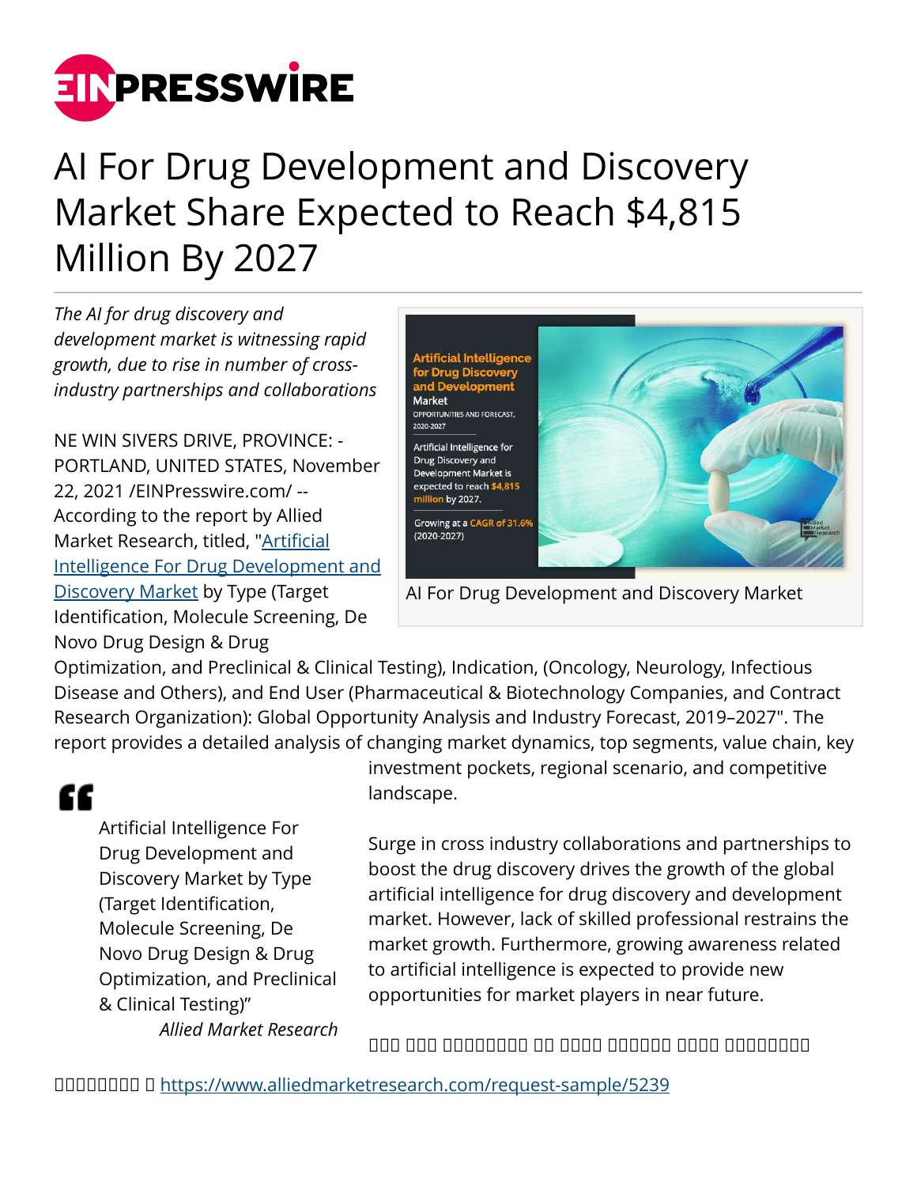# AI For Drug Development and Discovery Market Share Expected to Reach $4,815 Million By 2027

*The AI for drug discovery and development market is witnessing rapid growth, due to rise in number of cross-industry partnerships and collaborations*

NE WIN SIVERS DRIVE, PROVINCE: - PORTLAND, UNITED STATES, November 22, 2021 /EINPresswire.com/ -- According to the report by Allied Market Research, titled, "[Artificial Intelligence For Drug Development and Discovery Market](https://www.alliedmarketresearch.com/) by Type (Target Identification, Molecule Screening, De Novo Drug Design & Drug Optimization, and Preclinical & Clinical Testing), Indication, (Oncology, Neurology, Infectious Disease and Others), and End User (Pharmaceutical & Biotechnology Companies, and Contract Research Organization): Global Opportunity Analysis and Industry Forecast, 2019–2027". The report provides a detailed analysis of changing market dynamics, top segments, value chain, key investment pockets, regional scenario, and competitive landscape.

AI For Drug Development and Discovery Market

> Artificial Intelligence For Drug Development and Discovery Market by Type (Target Identification, Molecule Screening, De Novo Drug Design & Drug Optimization, and Preclinical & Clinical Testing)"
>
> *Allied Market Research*

Surge in cross industry collaborations and partnerships to boost the drug discovery drives the growth of the global artificial intelligence for drug discovery and development market. However, lack of skilled professional restrains the market growth. Furthermore, growing awareness related to artificial intelligence is expected to provide new opportunities for market players in near future.

[https://www.alliedmarketresearch.com/request-sample/5239](https://www.alliedmarketresearch.com/request-sample/5239)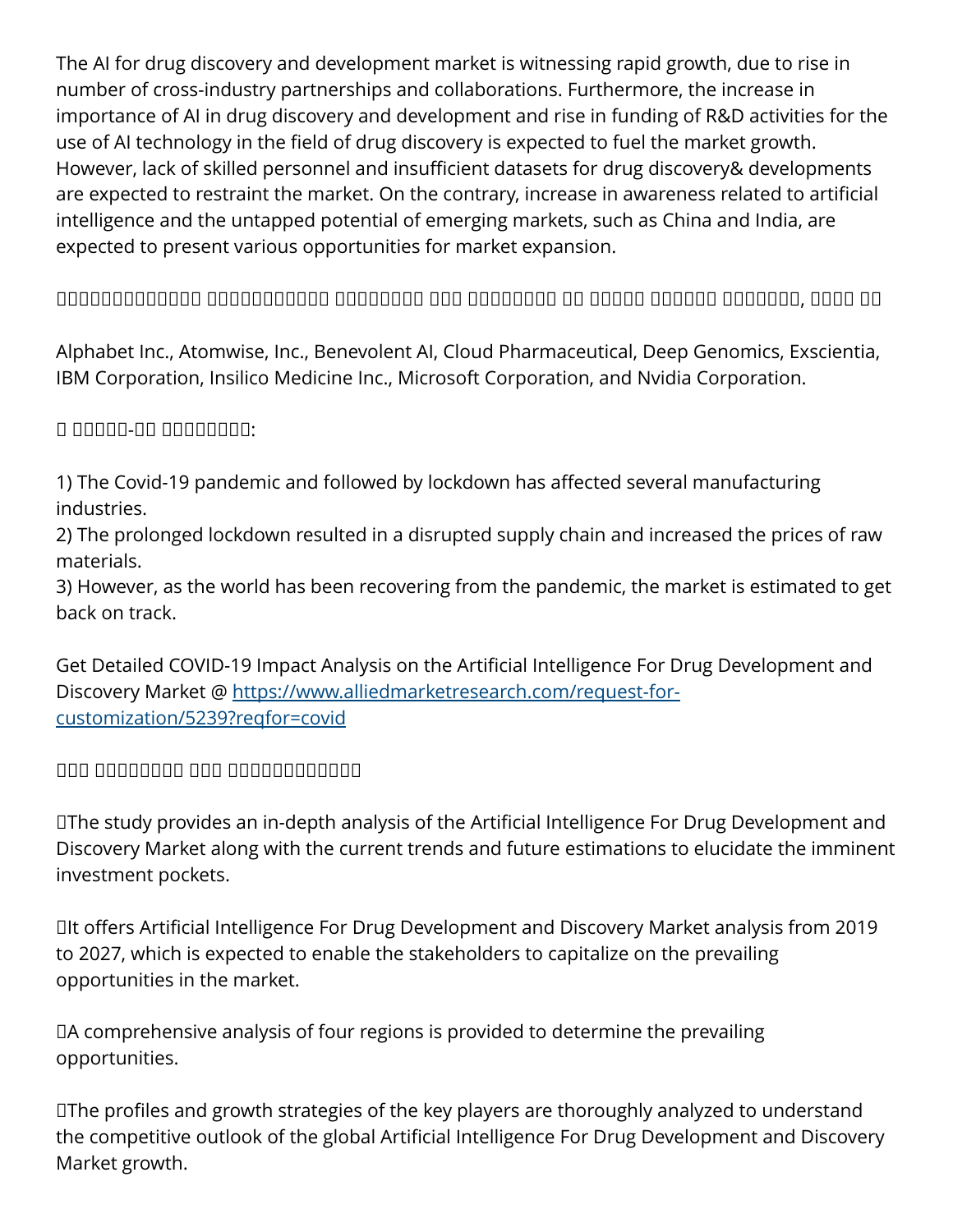The AI for drug discovery and development market is witnessing rapid growth, due to rise in number of cross-industry partnerships and collaborations. Furthermore, the increase in importance of AI in drug discovery and development and rise in funding of R&D activities for the use of AI technology in the field of drug discovery is expected to fuel the market growth. However, lack of skilled personnel and insufficient datasets for drug discovery& developments are expected to restraint the market. On the contrary, increase in awareness related to artificial intelligence and the untapped potential of emerging markets, such as China and India, are expected to present various opportunities for market expansion.

□□□□□□□□□□□□□□ □□□□□□□□□□□□ □□□□□□□□□ □□□ □□□□□□□□□ □□ □□□□□□ □□□□□□□ □□□□□□□□, □□□□□ □□

Alphabet Inc., Atomwise, Inc., Benevolent AI, Cloud Pharmaceutical, Deep Genomics, Exscientia, IBM Corporation, Insilico Medicine Inc., Microsoft Corporation, and Nvidia Corporation.

□ □□□□□-□□ □□□□□□□□□:

1) The Covid-19 pandemic and followed by lockdown has affected several manufacturing industries.
2) The prolonged lockdown resulted in a disrupted supply chain and increased the prices of raw materials.
3) However, as the world has been recovering from the pandemic, the market is estimated to get back on track.

Get Detailed COVID-19 Impact Analysis on the Artificial Intelligence For Drug Development and Discovery Market @ https://www.alliedmarketresearch.com/request-for-customization/5239?reqfor=covid

□□□ □□□□□□□□□ □□□□ □□□□□□□□□□□□□□

□The study provides an in-depth analysis of the Artificial Intelligence For Drug Development and Discovery Market along with the current trends and future estimations to elucidate the imminent investment pockets.

□It offers Artificial Intelligence For Drug Development and Discovery Market analysis from 2019 to 2027, which is expected to enable the stakeholders to capitalize on the prevailing opportunities in the market.

□A comprehensive analysis of four regions is provided to determine the prevailing opportunities.

□The profiles and growth strategies of the key players are thoroughly analyzed to understand the competitive outlook of the global Artificial Intelligence For Drug Development and Discovery Market growth.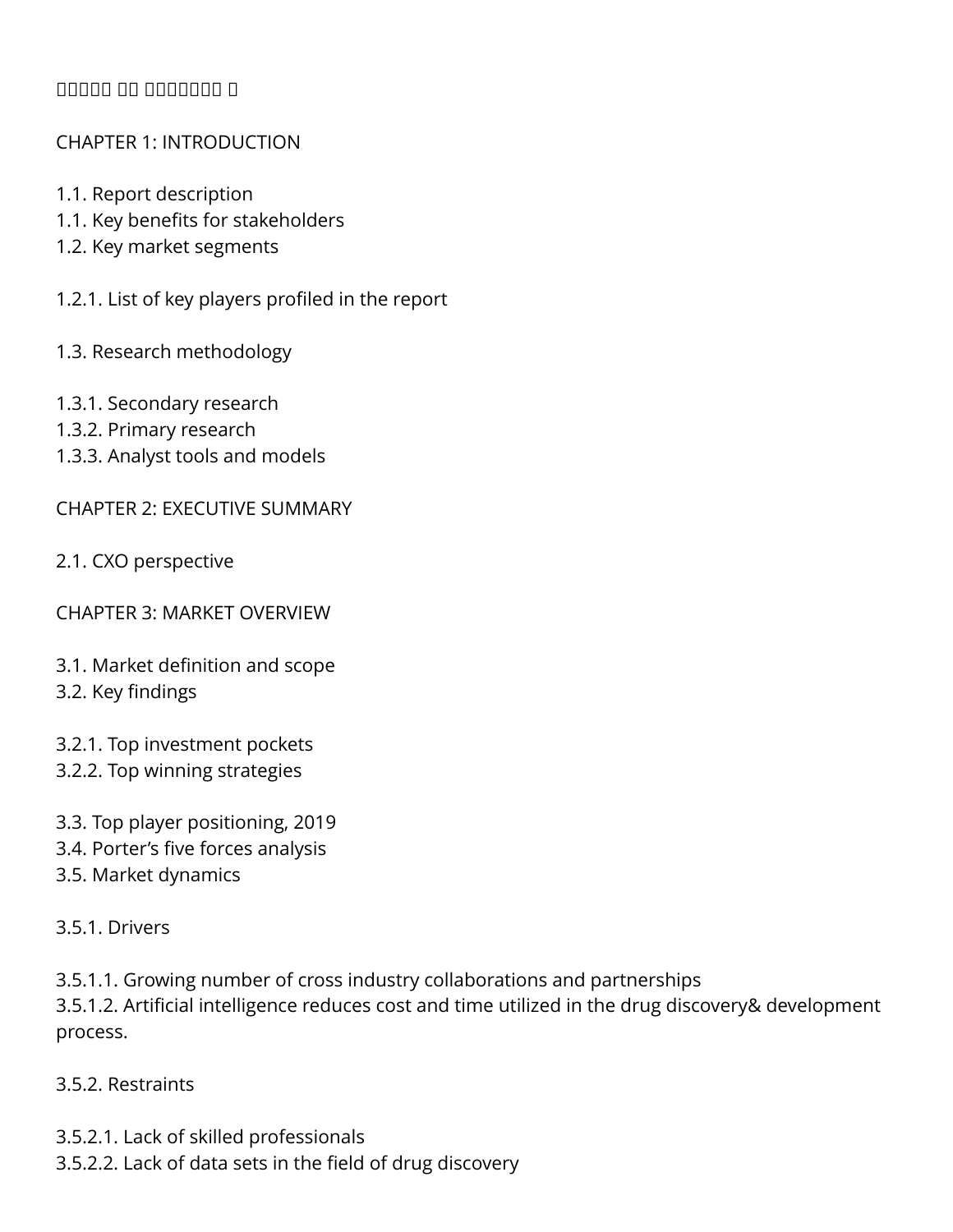Table of Contents :

## CHAPTER 1: INTRODUCTION

1.1. Report description
1.1. Key benefits for stakeholders
1.2. Key market segments

1.2.1. List of key players profiled in the report

1.3. Research methodology

1.3.1. Secondary research
1.3.2. Primary research
1.3.3. Analyst tools and models

## CHAPTER 2: EXECUTIVE SUMMARY

2.1. CXO perspective

## CHAPTER 3: MARKET OVERVIEW

3.1. Market definition and scope
3.2. Key findings

3.2.1. Top investment pockets
3.2.2. Top winning strategies

3.3. Top player positioning, 2019
3.4. Porter's five forces analysis
3.5. Market dynamics

3.5.1. Drivers

3.5.1.1. Growing number of cross industry collaborations and partnerships
3.5.1.2. Artificial intelligence reduces cost and time utilized in the drug discovery& development process.

3.5.2. Restraints

3.5.2.1. Lack of skilled professionals
3.5.2.2. Lack of data sets in the field of drug discovery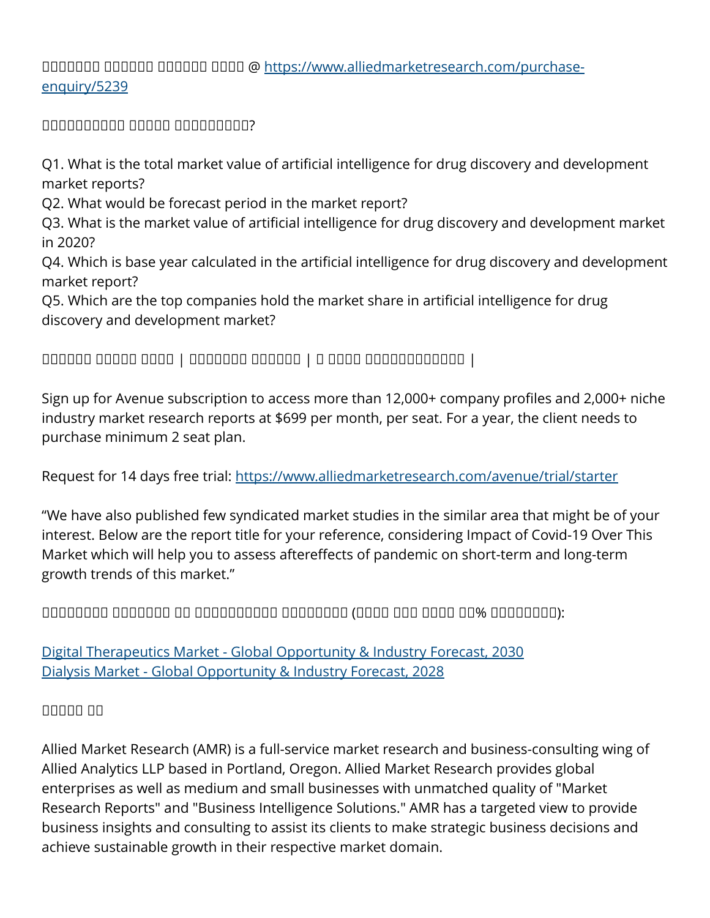□□□□□□□ □□□□□□ □□□□□□ □□□□ @ https://www.alliedmarketresearch.com/purchase-enquiry/5239

□□□□□□□□□□□ □□□□□ □□□□□□□□□□?

Q1. What is the total market value of artificial intelligence for drug discovery and development market reports?
Q2. What would be forecast period in the market report?
Q3. What is the market value of artificial intelligence for drug discovery and development market in 2020?
Q4. Which is base year calculated in the artificial intelligence for drug discovery and development market report?
Q5. Which are the top companies hold the market share in artificial intelligence for drug discovery and development market?

□□□□□□ □□□□□ □□□□ | □□□□□□□ □□□□□□ | □ □□□□ □□□□□□□□□□□□□ |

Sign up for Avenue subscription to access more than 12,000+ company profiles and 2,000+ niche industry market research reports at $699 per month, per seat. For a year, the client needs to purchase minimum 2 seat plan.

Request for 14 days free trial: https://www.alliedmarketresearch.com/avenue/trial/starter

"We have also published few syndicated market studies in the similar area that might be of your interest. Below are the report title for your reference, considering Impact of Covid-19 Over This Market which will help you to assess aftereffects of pandemic on short-term and long-term growth trends of this market."

□□□□□□□□ □□□□□□□ □□ □□□□□□□□□□□ □□□□□□□□□ (□□□□ □□□ □□□□ □□% □□□□□□□□□):

[Digital Therapeutics Market - Global Opportunity & Industry Forecast, 2030](#)
[Dialysis Market - Global Opportunity & Industry Forecast, 2028](#)

□□□□□ □□

Allied Market Research (AMR) is a full-service market research and business-consulting wing of Allied Analytics LLP based in Portland, Oregon. Allied Market Research provides global enterprises as well as medium and small businesses with unmatched quality of "Market Research Reports" and "Business Intelligence Solutions." AMR has a targeted view to provide business insights and consulting to assist its clients to make strategic business decisions and achieve sustainable growth in their respective market domain.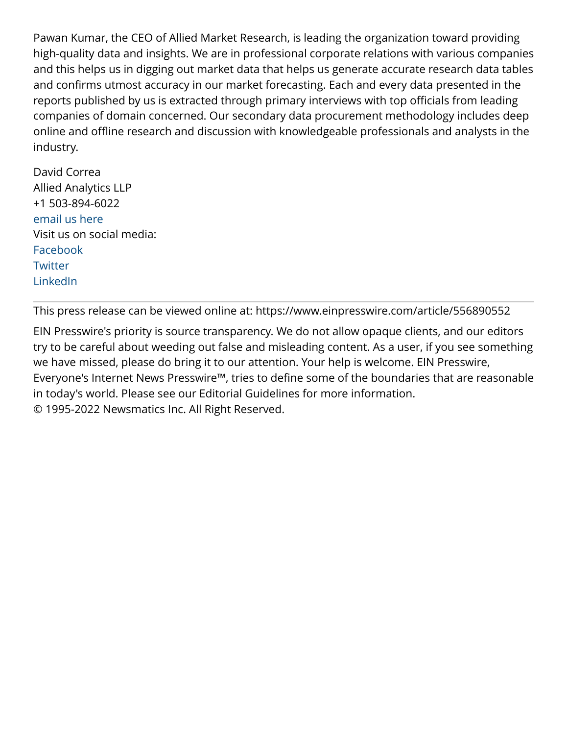Pawan Kumar, the CEO of Allied Market Research, is leading the organization toward providing high-quality data and insights. We are in professional corporate relations with various companies and this helps us in digging out market data that helps us generate accurate research data tables and confirms utmost accuracy in our market forecasting. Each and every data presented in the reports published by us is extracted through primary interviews with top officials from leading companies of domain concerned. Our secondary data procurement methodology includes deep online and offline research and discussion with knowledgeable professionals and analysts in the industry.

David Correa
Allied Analytics LLP
+1 503-894-6022
email us here
Visit us on social media:
Facebook
Twitter
LinkedIn

---

This press release can be viewed online at: https://www.einpresswire.com/article/556890552

EIN Presswire's priority is source transparency. We do not allow opaque clients, and our editors try to be careful about weeding out false and misleading content. As a user, if you see something we have missed, please do bring it to our attention. Your help is welcome. EIN Presswire, Everyone's Internet News Presswire™, tries to define some of the boundaries that are reasonable in today's world. Please see our Editorial Guidelines for more information.
© 1995-2022 Newsmatics Inc. All Right Reserved.